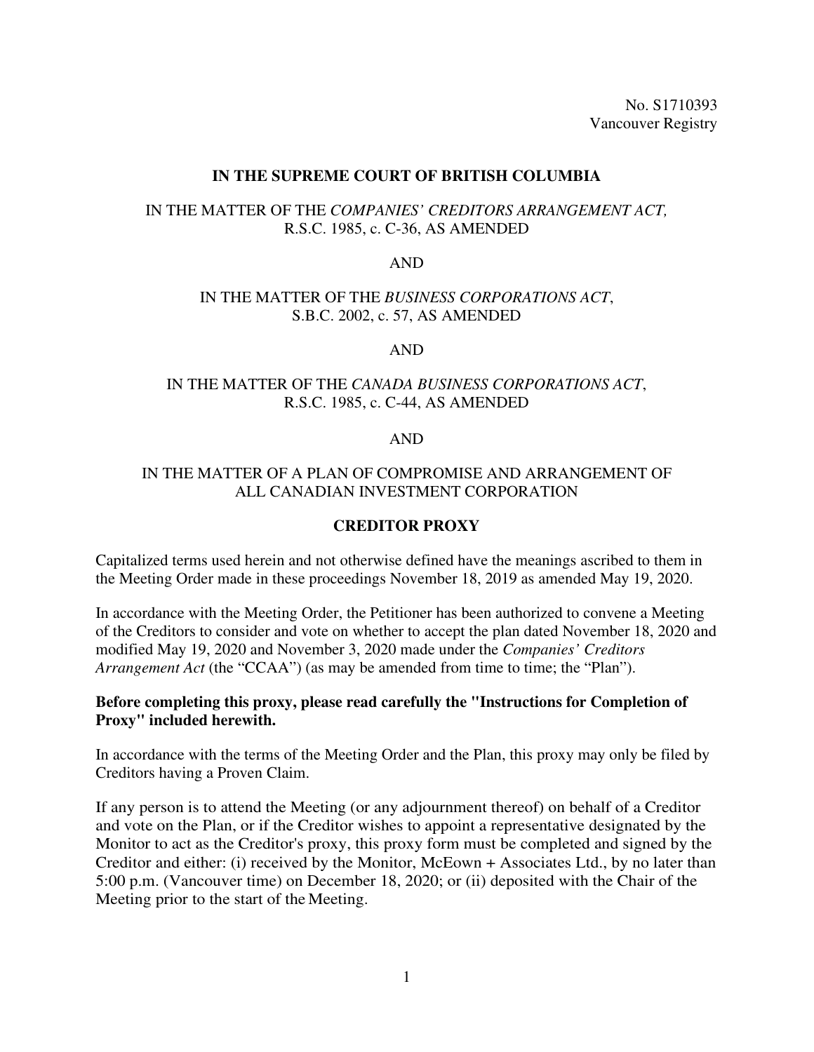No. S1710393
Vancouver Registry

**IN THE SUPREME COURT OF BRITISH COLUMBIA**

IN THE MATTER OF THE *COMPANIES' CREDITORS ARRANGEMENT ACT,* R.S.C. 1985, c. C-36, AS AMENDED

AND

IN THE MATTER OF THE *BUSINESS CORPORATIONS ACT*, S.B.C. 2002, c. 57, AS AMENDED

AND

IN THE MATTER OF THE *CANADA BUSINESS CORPORATIONS ACT*, R.S.C. 1985, c. C-44, AS AMENDED

AND

IN THE MATTER OF A PLAN OF COMPROMISE AND ARRANGEMENT OF ALL CANADIAN INVESTMENT CORPORATION

**CREDITOR PROXY**

Capitalized terms used herein and not otherwise defined have the meanings ascribed to them in the Meeting Order made in these proceedings November 18, 2019 as amended May 19, 2020.

In accordance with the Meeting Order, the Petitioner has been authorized to convene a Meeting of the Creditors to consider and vote on whether to accept the plan dated November 18, 2020 and modified May 19, 2020 and November 3, 2020 made under the *Companies' Creditors Arrangement Act* (the "CCAA") (as may be amended from time to time; the "Plan").

**Before completing this proxy, please read carefully the "Instructions for Completion of Proxy" included herewith.**

In accordance with the terms of the Meeting Order and the Plan, this proxy may only be filed by Creditors having a Proven Claim.

If any person is to attend the Meeting (or any adjournment thereof) on behalf of a Creditor and vote on the Plan, or if the Creditor wishes to appoint a representative designated by the Monitor to act as the Creditor's proxy, this proxy form must be completed and signed by the Creditor and either: (i) received by the Monitor, McEown + Associates Ltd., by no later than 5:00 p.m. (Vancouver time) on December 18, 2020; or (ii) deposited with the Chair of the Meeting prior to the start of the Meeting.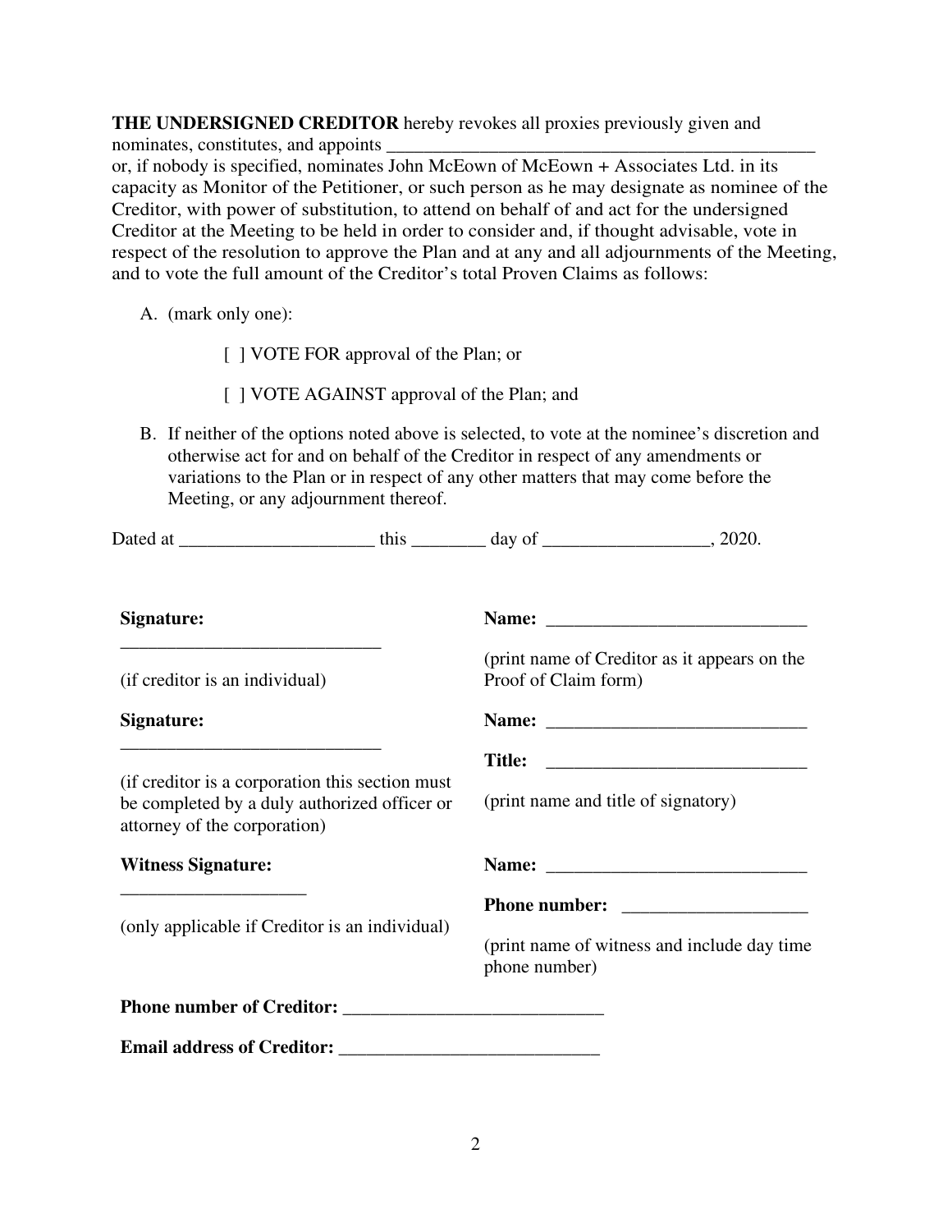**THE UNDERSIGNED CREDITOR** hereby revokes all proxies previously given and nominates, constitutes, and appoints _______________________________________________ or, if nobody is specified, nominates John McEown of McEown + Associates Ltd. in its capacity as Monitor of the Petitioner, or such person as he may designate as nominee of the Creditor, with power of substitution, to attend on behalf of and act for the undersigned Creditor at the Meeting to be held in order to consider and, if thought advisable, vote in respect of the resolution to approve the Plan and at any and all adjournments of the Meeting, and to vote the full amount of the Creditor's total Proven Claims as follows:

A. (mark only one):

   [ ] VOTE FOR approval of the Plan; or

   [ ] VOTE AGAINST approval of the Plan; and

B. If neither of the options noted above is selected, to vote at the nominee's discretion and otherwise act for and on behalf of the Creditor in respect of any amendments or variations to the Plan or in respect of any other matters that may come before the Meeting, or any adjournment thereof.

Dated at _____________________ this ________ day of __________________, 2020.

| | |
|---|---|
| **Signature:** ____________________________ (if creditor is an individual) | **Name:** ____________________________ (print name of Creditor as it appears on the Proof of Claim form) |
| **Signature:** ____________________________ (if creditor is a corporation this section must be completed by a duly authorized officer or attorney of the corporation) | **Name:** ____________________________ **Title:** ____________________________ (print name and title of signatory) |
| **Witness Signature:** ____________________ (only applicable if Creditor is an individual) | **Name:** ____________________________ **Phone number:** ____________________ (print name of witness and include day time phone number) |

**Phone number of Creditor:** ____________________________

**Email address of Creditor:** ____________________________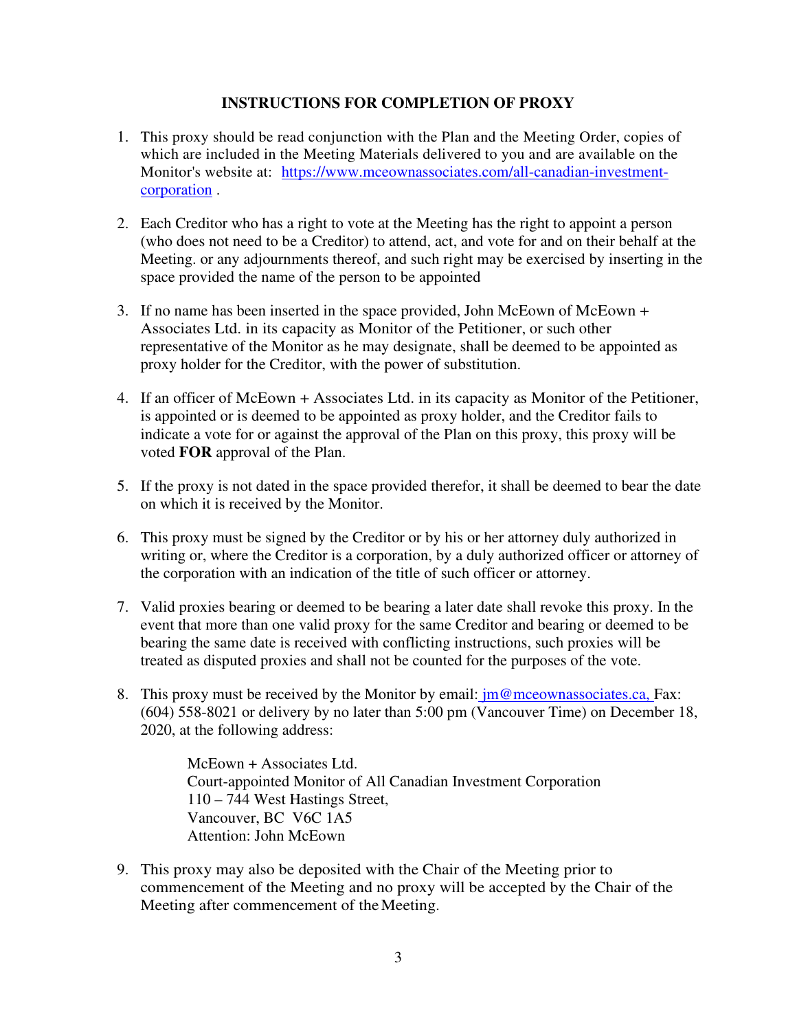**INSTRUCTIONS FOR COMPLETION OF PROXY**

1. This proxy should be read conjunction with the Plan and the Meeting Order, copies of which are included in the Meeting Materials delivered to you and are available on the Monitor's website at: https://www.mceownassociates.com/all-canadian-investment-corporation .

2. Each Creditor who has a right to vote at the Meeting has the right to appoint a person (who does not need to be a Creditor) to attend, act, and vote for and on their behalf at the Meeting. or any adjournments thereof, and such right may be exercised by inserting in the space provided the name of the person to be appointed

3. If no name has been inserted in the space provided, John McEown of McEown + Associates Ltd. in its capacity as Monitor of the Petitioner, or such other representative of the Monitor as he may designate, shall be deemed to be appointed as proxy holder for the Creditor, with the power of substitution.

4. If an officer of McEown + Associates Ltd. in its capacity as Monitor of the Petitioner, is appointed or is deemed to be appointed as proxy holder, and the Creditor fails to indicate a vote for or against the approval of the Plan on this proxy, this proxy will be voted **FOR** approval of the Plan.

5. If the proxy is not dated in the space provided therefor, it shall be deemed to bear the date on which it is received by the Monitor.

6. This proxy must be signed by the Creditor or by his or her attorney duly authorized in writing or, where the Creditor is a corporation, by a duly authorized officer or attorney of the corporation with an indication of the title of such officer or attorney.

7. Valid proxies bearing or deemed to be bearing a later date shall revoke this proxy. In the event that more than one valid proxy for the same Creditor and bearing or deemed to be bearing the same date is received with conflicting instructions, such proxies will be treated as disputed proxies and shall not be counted for the purposes of the vote.

8. This proxy must be received by the Monitor by email: jm@mceownassociates.ca, Fax: (604) 558-8021 or delivery by no later than 5:00 pm (Vancouver Time) on December 18, 2020, at the following address:

   McEown + Associates Ltd.
   Court-appointed Monitor of All Canadian Investment Corporation
   110 – 744 West Hastings Street,
   Vancouver, BC V6C 1A5
   Attention: John McEown

9. This proxy may also be deposited with the Chair of the Meeting prior to commencement of the Meeting and no proxy will be accepted by the Chair of the Meeting after commencement of the Meeting.